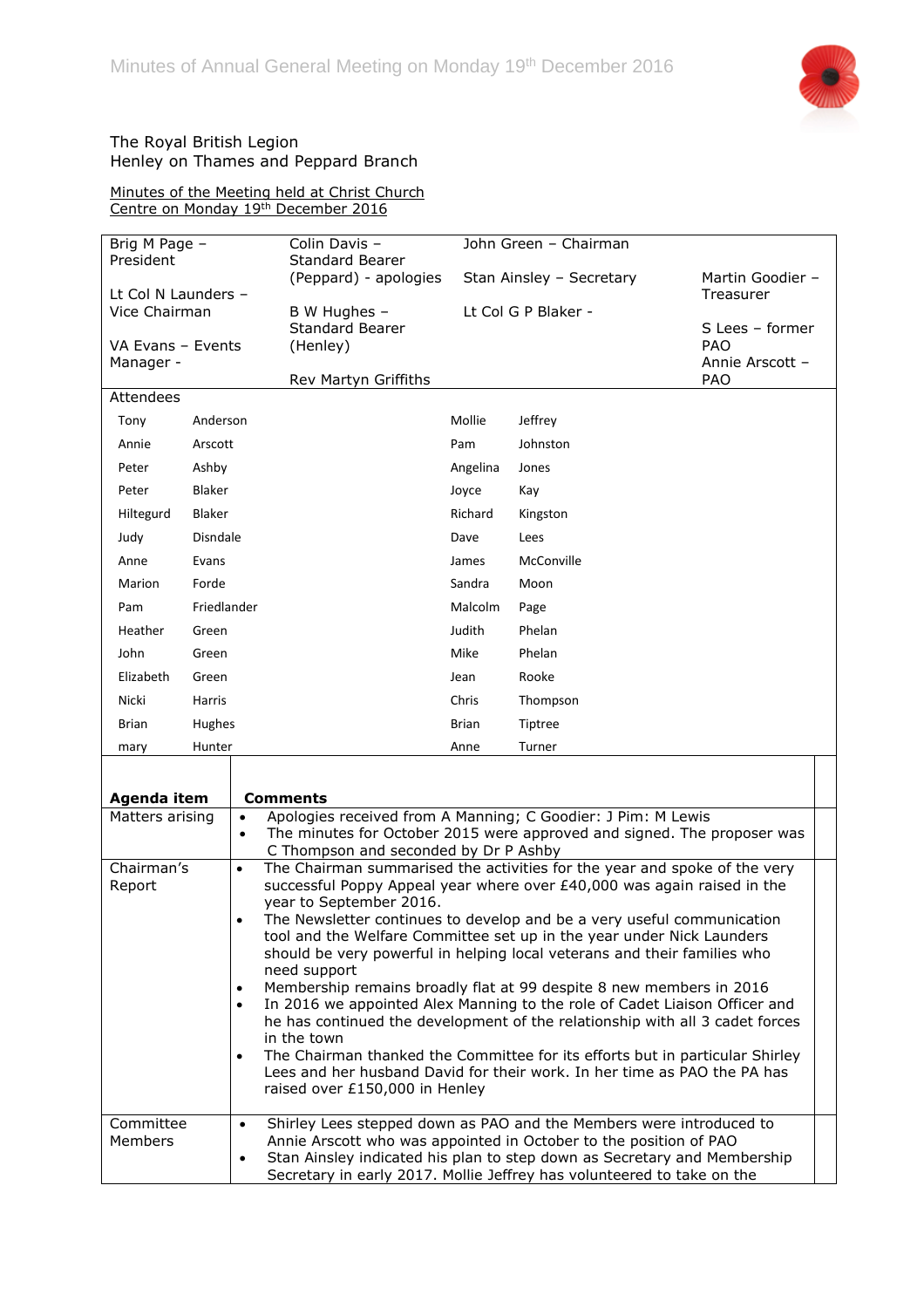The Royal British Legion
Henley on Thames and Peppard Branch

Minutes of the Meeting held at Christ Church Centre on Monday 19th December 2016

| | | | |
|---|---|---|---|
| Brig M Page – President | Colin Davis – Standard Bearer (Peppard) - apologies | John Green – Chairman | |
| Lt Col N Launders – Vice Chairman | B W Hughes – Standard Bearer (Henley) | Stan Ainsley – Secretary | Martin Goodier – Treasurer |
| VA Evans – Events Manager - | Rev Martyn Griffiths | Lt Col G P Blaker - | S Lees – former PAO<br>Annie Arscott – PAO |

Attendees

| | | | |
|---|---|---|---|
| Tony | Anderson | Mollie | Jeffrey |
| Annie | Arscott | Pam | Johnston |
| Peter | Ashby | Angelina | Jones |
| Peter | Blaker | Joyce | Kay |
| Hiltegurd | Blaker | Richard | Kingston |
| Judy | Disndale | Dave | Lees |
| Anne | Evans | James | McConville |
| Marion | Forde | Sandra | Moon |
| Pam | Friedlander | Malcolm | Page |
| Heather | Green | Judith | Phelan |
| John | Green | Mike | Phelan |
| Elizabeth | Green | Jean | Rooke |
| Nicki | Harris | Chris | Thompson |
| Brian | Hughes | Brian | Tiptree |
| mary | Hunter | Anne | Turner |

| Agenda item | Comments |
|---|---|
| Matters arising | • Apologies received from A Manning; C Goodier: J Pim: M Lewis<br>• The minutes for October 2015 were approved and signed. The proposer was C Thompson and seconded by Dr P Ashby |
| Chairman's Report | • The Chairman summarised the activities for the year and spoke of the very successful Poppy Appeal year where over £40,000 was again raised in the year to September 2016.<br>• The Newsletter continues to develop and be a very useful communication tool and the Welfare Committee set up in the year under Nick Launders should be very powerful in helping local veterans and their families who need support<br>• Membership remains broadly flat at 99 despite 8 new members in 2016<br>• In 2016 we appointed Alex Manning to the role of Cadet Liaison Officer and he has continued the development of the relationship with all 3 cadet forces in the town<br>• The Chairman thanked the Committee for its efforts but in particular Shirley Lees and her husband David for their work. In her time as PAO the PA has raised over £150,000 in Henley |
| Committee Members | • Shirley Lees stepped down as PAO and the Members were introduced to Annie Arscott who was appointed in October to the position of PAO<br>• Stan Ainsley indicated his plan to step down as Secretary and Membership Secretary in early 2017. Mollie Jeffrey has volunteered to take on the |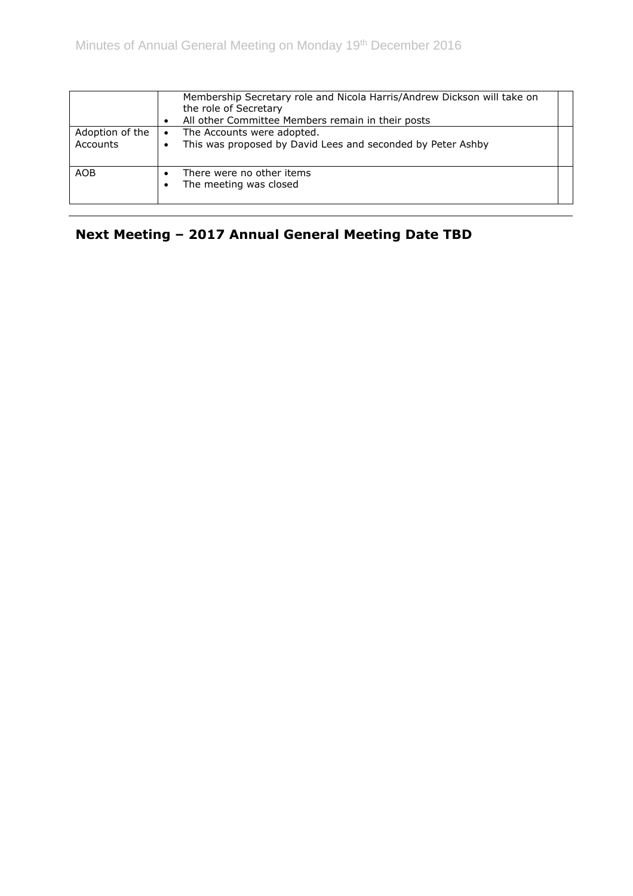| | | |
|---|---|---|
| | Membership Secretary role and Nicola Harris/Andrew Dickson will take on the role of Secretary<br>• All other Committee Members remain in their posts | |
| Adoption of the Accounts | • The Accounts were adopted.<br>• This was proposed by David Lees and seconded by Peter Ashby | |
| AOB | • There were no other items<br>• The meeting was closed | |

## Next Meeting – 2017 Annual General Meeting Date TBD